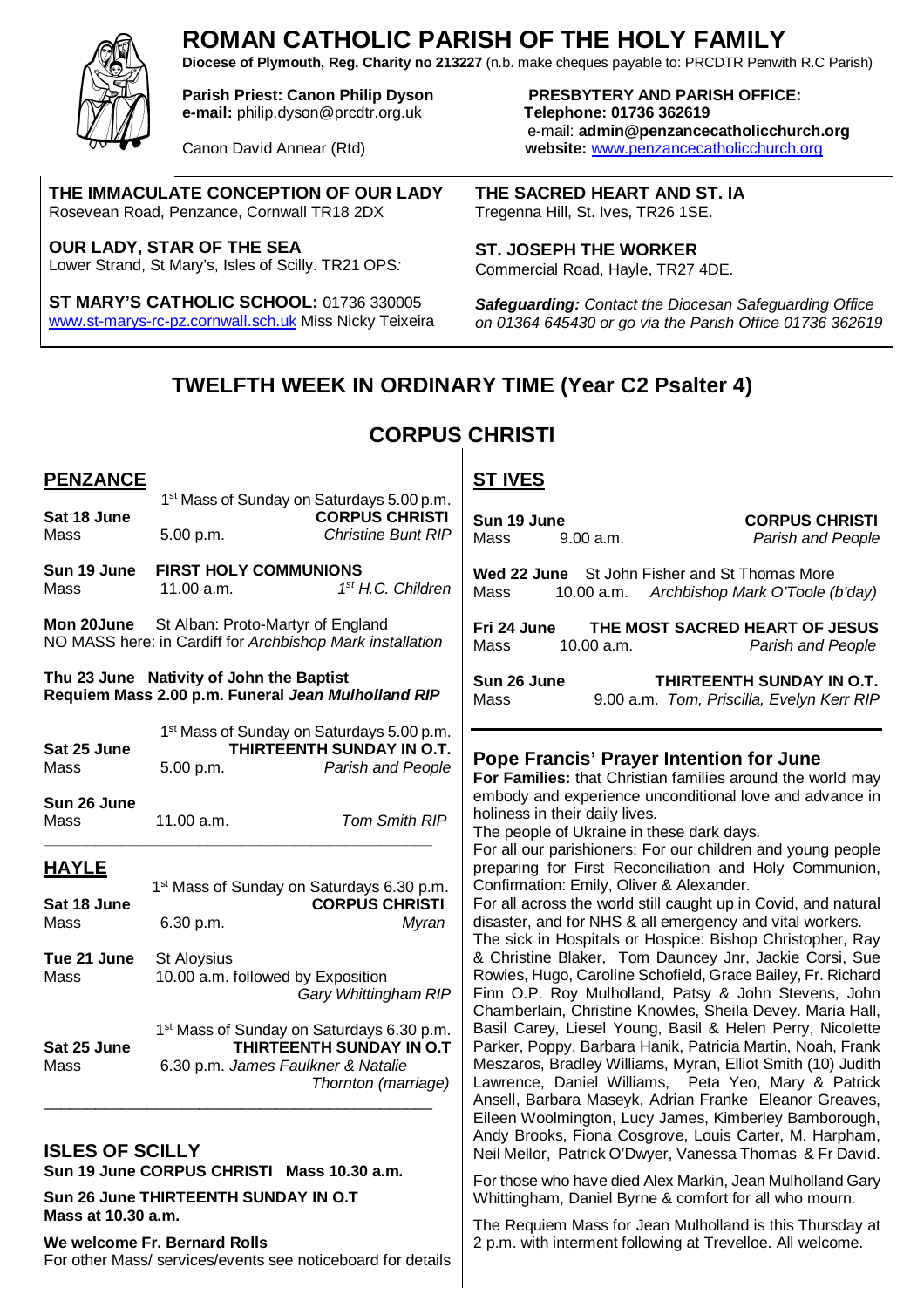# ROMAN CATHOLIC PARISH OF THE HOLY FAMILY

**Diocese of Plymouth, Reg. Charity no 213227** (n.b. make cheques payable to: PRCDTR Penwith R.C Parish)

**Parish Priest: Canon Philip Dyson**
**e-mail:** philip.dyson@prcdtr.org.uk

Canon David Annear (Rtd)

**PRESBYTERY AND PARISH OFFICE:**
**Telephone: 01736 362619**
e-mail: **admin@penzancecatholicchurch.org**
**website:** www.penzancecatholicchurch.org

**THE IMMACULATE CONCEPTION OF OUR LADY**
Rosevean Road, Penzance, Cornwall TR18 2DX

**OUR LADY, STAR OF THE SEA**
Lower Strand, St Mary's, Isles of Scilly. TR21 OPS*:*

**ST MARY'S CATHOLIC SCHOOL:** 01736 330005
www.st-marys-rc-pz.cornwall.sch.uk Miss Nicky Teixeira

**THE SACRED HEART AND ST. IA**
Tregenna Hill, St. Ives, TR26 1SE.

**ST. JOSEPH THE WORKER**
Commercial Road, Hayle, TR27 4DE.

***Safeguarding:*** *Contact the Diocesan Safeguarding Office on 01364 645430 or go via the Parish Office 01736 362619*

## TWELFTH WEEK IN ORDINARY TIME (Year C2 Psalter 4)

## CORPUS CHRISTI

### PENZANCE

1st Mass of Sunday on Saturdays 5.00 p.m.

**Sat 18 June** — **CORPUS CHRISTI**
Mass 5.00 p.m. *Christine Bunt RIP*

**Sun 19 June FIRST HOLY COMMUNIONS**
Mass 11.00 a.m. *1st H.C. Children*

**Mon 20June** St Alban: Proto-Martyr of England
NO MASS here: in Cardiff for *Archbishop Mark installation*

**Thu 23 June Nativity of John the Baptist**
**Requiem Mass 2.00 p.m. Funeral *Jean Mulholland RIP***

1st Mass of Sunday on Saturdays 5.00 p.m.

**Sat 25 June** — **THIRTEENTH SUNDAY IN O.T.**
Mass 5.00 p.m. *Parish and People*

**Sun 26 June**
Mass 11.00 a.m. *Tom Smith RIP*

### HAYLE

1st Mass of Sunday on Saturdays 6.30 p.m.

**Sat 18 June** — **CORPUS CHRISTI**
Mass 6.30 p.m. *Myran*

**Tue 21 June** St Aloysius
Mass 10.00 a.m. followed by Exposition *Gary Whittingham RIP*

1st Mass of Sunday on Saturdays 6.30 p.m.

**Sat 25 June** — **THIRTEENTH SUNDAY IN O.T**
Mass 6.30 p.m. *James Faulkner & Natalie Thornton (marriage)*

### ISLES OF SCILLY

**Sun 19 June CORPUS CHRISTI Mass 10.30 a.m.**

**Sun 26 June THIRTEENTH SUNDAY IN O.T**
**Mass at 10.30 a.m.**

**We welcome Fr. Bernard Rolls**
For other Mass/ services/events see noticeboard for details

### ST IVES

**Sun 19 June** — **CORPUS CHRISTI**
Mass 9.00 a.m. *Parish and People*

**Wed 22 June** St John Fisher and St Thomas More
Mass 10.00 a.m. *Archbishop Mark O'Toole (b'day)*

**Fri 24 June THE MOST SACRED HEART OF JESUS**
Mass 10.00 a.m. *Parish and People*

**Sun 26 June** — **THIRTEENTH SUNDAY IN O.T.**
Mass 9.00 a.m. *Tom, Priscilla, Evelyn Kerr RIP*

### Pope Francis' Prayer Intention for June

**For Families:** that Christian families around the world may embody and experience unconditional love and advance in holiness in their daily lives.

The people of Ukraine in these dark days.

For all our parishioners: For our children and young people preparing for First Reconciliation and Holy Communion, Confirmation: Emily, Oliver & Alexander.

For all across the world still caught up in Covid, and natural disaster, and for NHS & all emergency and vital workers.

The sick in Hospitals or Hospice: Bishop Christopher, Ray & Christine Blaker, Tom Dauncey Jnr, Jackie Corsi, Sue Rowies, Hugo, Caroline Schofield, Grace Bailey, Fr. Richard Finn O.P. Roy Mulholland, Patsy & John Stevens, John Chamberlain, Christine Knowles, Sheila Devey. Maria Hall, Basil Carey, Liesel Young, Basil & Helen Perry, Nicolette Parker, Poppy, Barbara Hanik, Patricia Martin, Noah, Frank Meszaros, Bradley Williams, Myran, Elliot Smith (10) Judith Lawrence, Daniel Williams, Peta Yeo, Mary & Patrick Ansell, Barbara Maseyk, Adrian Franke Eleanor Greaves, Eileen Woolmington, Lucy James, Kimberley Bamborough, Andy Brooks, Fiona Cosgrove, Louis Carter, M. Harpham, Neil Mellor, Patrick O'Dwyer, Vanessa Thomas & Fr David.

For those who have died Alex Markin, Jean Mulholland Gary Whittingham, Daniel Byrne & comfort for all who mourn.

The Requiem Mass for Jean Mulholland is this Thursday at 2 p.m. with interment following at Trevelloe. All welcome.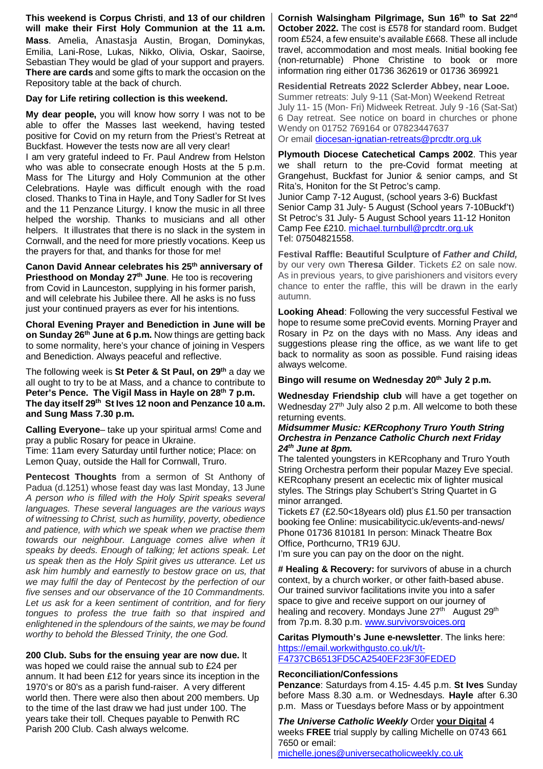**This weekend is Corpus Christi**, **and 13 of our children will make their First Holy Communion at the 11 a.m. Mass**. Amelia, Anastasja Austin, Brogan, Dominykas, Emilia, Lani-Rose, Lukas, Nikko, Olivia, Oskar, Saoirse, Sebastian They would be glad of your support and prayers. **There are cards** and some gifts to mark the occasion on the Repository table at the back of church.

**Day for Life retiring collection is this weekend.**

**My dear people,** you will know how sorry I was not to be able to offer the Masses last weekend, having tested positive for Covid on my return from the Priest's Retreat at Buckfast. However the tests now are all very clear!

I am very grateful indeed to Fr. Paul Andrew from Helston who was able to consecrate enough Hosts at the 5 p.m. Mass for The Liturgy and Holy Communion at the other Celebrations. Hayle was difficult enough with the road closed. Thanks to Tina in Hayle, and Tony Sadler for St Ives and the 11 Penzance Liturgy. I know the music in all three helped the worship. Thanks to musicians and all other helpers. It illustrates that there is no slack in the system in Cornwall, and the need for more priestly vocations. Keep us the prayers for that, and thanks for those for me!

**Canon David Annear celebrates his 25th anniversary of Priesthood on Monday 27th June**. He too is recovering from Covid in Launceston, supplying in his former parish, and will celebrate his Jubilee there. All he asks is no fuss just your continued prayers as ever for his intentions.

**Choral Evening Prayer and Benediction in June will be on Sunday 26th June at 6 p.m.** Now things are getting back to some normality, here's your chance of joining in Vespers and Benediction. Always peaceful and reflective.

The following week is **St Peter & St Paul, on 29th** a day we all ought to try to be at Mass, and a chance to contribute to **Peter's Pence. The Vigil Mass in Hayle on 28th 7 p.m. The day itself 29th St Ives 12 noon and Penzance 10 a.m. and Sung Mass 7.30 p.m.**

**Calling Everyone**– take up your spiritual arms! Come and pray a public Rosary for peace in Ukraine.
Time: 11am every Saturday until further notice; Place: on Lemon Quay, outside the Hall for Cornwall, Truro.

**Pentecost Thoughts** from a sermon of St Anthony of Padua (d.1251) whose feast day was last Monday, 13 June *A person who is filled with the Holy Spirit speaks several languages. These several languages are the various ways of witnessing to Christ, such as humility, poverty, obedience and patience, with which we speak when we practise them towards our neighbour. Language comes alive when it speaks by deeds. Enough of talking; let actions speak. Let us speak then as the Holy Spirit gives us utterance. Let us ask him humbly and earnestly to bestow grace on us, that we may fulfil the day of Pentecost by the perfection of our five senses and our observance of the 10 Commandments. Let us ask for a keen sentiment of contrition, and for fiery tongues to profess the true faith so that inspired and enlightened in the splendours of the saints, we may be found worthy to behold the Blessed Trinity, the one God.*

**200 Club. Subs for the ensuing year are now due.** It was hoped we could raise the annual sub to £24 per annum. It had been £12 for years since its inception in the 1970's or 80's as a parish fund-raiser. A very different world then. There were also then about 200 members. Up to the time of the last draw we had just under 100. The years take their toll. Cheques payable to Penwith RC Parish 200 Club. Cash always welcome.

**Cornish Walsingham Pilgrimage, Sun 16th to Sat 22nd October 2022.** The cost is £578 for standard room. Budget room £524, a few ensuite's available £668. These all include travel, accommodation and most meals. Initial booking fee (non-returnable) Phone Christine to book or more information ring either 01736 362619 or 01736 369921

**Residential Retreats 2022 Sclerder Abbey, near Looe.**
Summer retreats: July 9-11 (Sat-Mon) Weekend Retreat
July 11- 15 (Mon- Fri) Midweek Retreat. July 9 -16 (Sat-Sat) 6 Day retreat. See notice on board in churches or phone Wendy on 01752 769164 or 07823447637
Or email diocesan-ignatian-retreats@prcdtr.org.uk

**Plymouth Diocese Catechetical Camps 2002**. This year we shall return to the pre-Covid format meeting at Grangehust, Buckfast for Junior & senior camps, and St Rita's, Honiton for the St Petroc's camp.
Junior Camp 7-12 August, (school years 3-6) Buckfast
Senior Camp 31 July- 5 August (School years 7-10Buckf't)
St Petroc's 31 July- 5 August School years 11-12 Honiton
Camp Fee £210. michael.turnbull@prcdtr.org.uk
Tel: 07504821558.

**Festival Raffle: Beautiful Sculpture of *Father and Child,*** by our very own **Theresa Gilder**. Tickets £2 on sale now. As in previous years, to give parishioners and visitors every chance to enter the raffle, this will be drawn in the early autumn.

**Looking Ahead**: Following the very successful Festival we hope to resume some preCovid events. Morning Prayer and Rosary in Pz on the days with no Mass. Any ideas and suggestions please ring the office, as we want life to get back to normality as soon as possible. Fund raising ideas always welcome.

**Bingo will resume on Wednesday 20th July 2 p.m.**

**Wednesday Friendship club** will have a get together on Wednesday 27th July also 2 p.m. All welcome to both these returning events.

***Midsummer Music: KERcophony Truro Youth String Orchestra in Penzance Catholic Church next Friday 24th June at 8pm.***

The talented youngsters in KERcophany and Truro Youth String Orchestra perform their popular Mazey Eve special. KERcophany present an ecelectic mix of lighter musical styles. The Strings play Schubert's String Quartet in G minor arranged.

Tickets £7 (£2.50<18years old) plus £1.50 per transaction booking fee Online: musicabilitycic.uk/events-and-news/ Phone 01736 810181 In person: Minack Theatre Box Office, Porthcurno, TR19 6JU.

I'm sure you can pay on the door on the night.

**# Healing & Recovery:** for survivors of abuse in a church context, by a church worker, or other faith-based abuse. Our trained survivor facilitations invite you into a safer space to give and receive support on our journey of healing and recovery. Mondays June 27th August 29th from 7p.m. 8.30 p.m. www.survivorsvoices.org

**Caritas Plymouth's June e-newsletter**. The links here: https://email.workwithgusto.co.uk/t/t-F4737CB6513FD5CA2540EF23F30FEDED

**Reconciliation/Confessions**
**Penzance**: Saturdays from 4.15- 4.45 p.m. **St Ives** Sunday before Mass 8.30 a.m. or Wednesdays. **Hayle** after 6.30 p.m. Mass or Tuesdays before Mass or by appointment

***The Universe Catholic Weekly*** Order **your Digital** 4 weeks **FREE** trial supply by calling Michelle on 0743 661 7650 or email:
michelle.jones@universecatholicweekly.co.uk